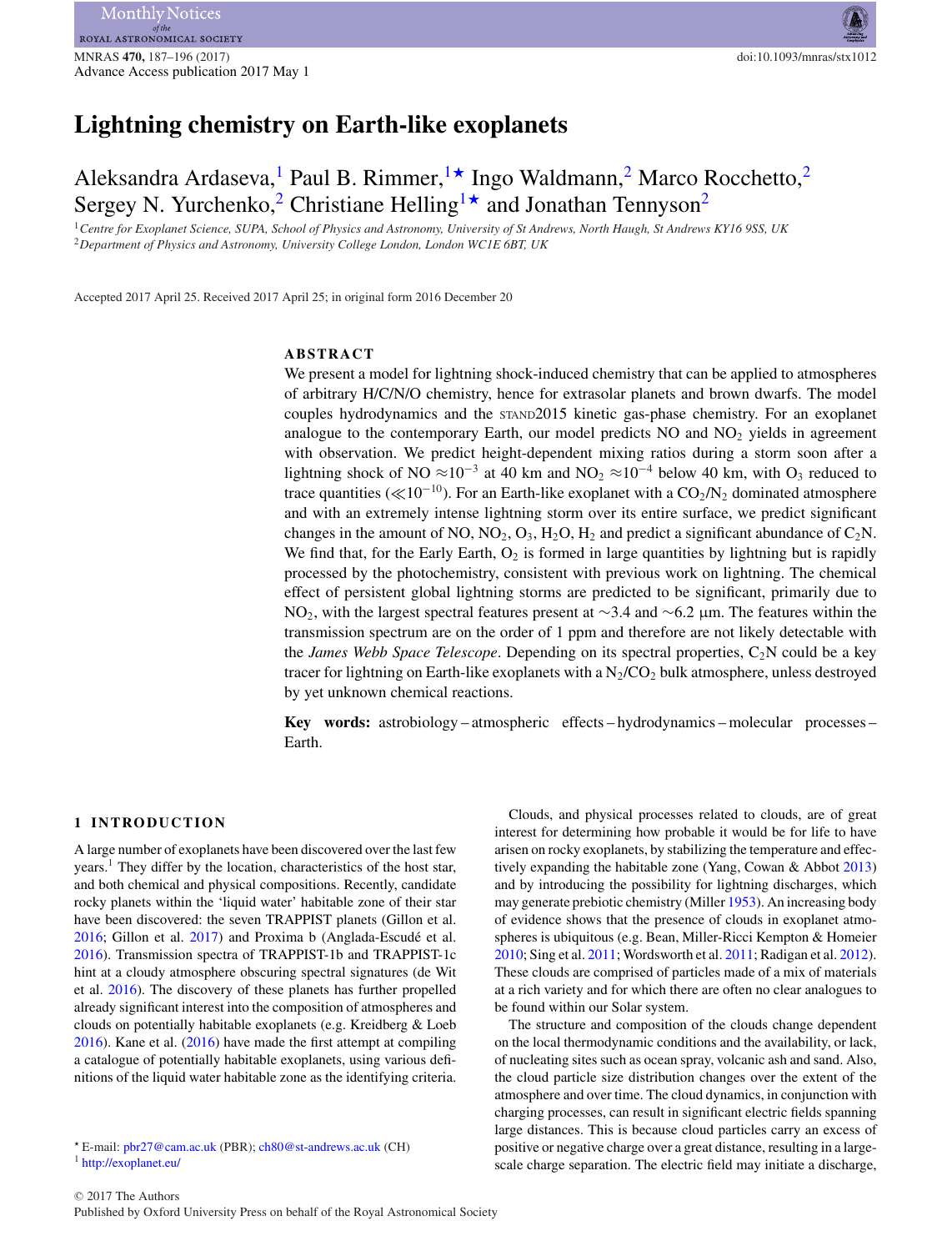# Lightning chemistry on Earth-like exoplanets

Aleksandra Ardaseva,[1] Paul B. Rimmer,[1★] Ingo Waldmann,[2] Marco Rocchetto,[2] Sergey N. Yurchenko,[2] Christiane Helling[1★] and Jonathan Tennyson[2]

[1] *Centre for Exoplanet Science, SUPA, School of Physics and Astronomy, University of St Andrews, North Haugh, St Andrews KY16 9SS, UK*
[2] *Department of Physics and Astronomy, University College London, London WC1E 6BT, UK*

Accepted 2017 April 25. Received 2017 April 25; in original form 2016 December 20

## ABSTRACT

We present a model for lightning shock-induced chemistry that can be applied to atmospheres of arbitrary H/C/N/O chemistry, hence for extrasolar planets and brown dwarfs. The model couples hydrodynamics and the STAND2015 kinetic gas-phase chemistry. For an exoplanet analogue to the contemporary Earth, our model predicts NO and $NO_2$ yields in agreement with observation. We predict height-dependent mixing ratios during a storm soon after a lightning shock of NO $\approx 10^{-3}$ at 40 km and $NO_2$ $\approx 10^{-4}$ below 40 km, with $O_3$ reduced to trace quantities ($\ll 10^{-10}$). For an Earth-like exoplanet with a $CO_2/N_2$ dominated atmosphere and with an extremely intense lightning storm over its entire surface, we predict significant changes in the amount of NO, $NO_2$, $O_3$, $H_2O$, $H_2$ and predict a significant abundance of $C_2N$. We find that, for the Early Earth, $O_2$ is formed in large quantities by lightning but is rapidly processed by the photochemistry, consistent with previous work on lightning. The chemical effect of persistent global lightning storms are predicted to be significant, primarily due to $NO_2$, with the largest spectral features present at ~3.4 and ~6.2 μm. The features within the transmission spectrum are on the order of 1 ppm and therefore are not likely detectable with the *James Webb Space Telescope*. Depending on its spectral properties, $C_2N$ could be a key tracer for lightning on Earth-like exoplanets with a $N_2/CO_2$ bulk atmosphere, unless destroyed by yet unknown chemical reactions.

**Key words:** astrobiology – atmospheric effects – hydrodynamics – molecular processes – Earth.

## 1 INTRODUCTION

A large number of exoplanets have been discovered over the last few years.[1] They differ by the location, characteristics of the host star, and both chemical and physical compositions. Recently, candidate rocky planets within the 'liquid water' habitable zone of their star have been discovered: the seven TRAPPIST planets (Gillon et al. 2016; Gillon et al. 2017) and Proxima b (Anglada-Escudé et al. 2016). Transmission spectra of TRAPPIST-1b and TRAPPIST-1c hint at a cloudy atmosphere obscuring spectral signatures (de Wit et al. 2016). The discovery of these planets has further propelled already significant interest into the composition of atmospheres and clouds on potentially habitable exoplanets (e.g. Kreidberg & Loeb 2016). Kane et al. (2016) have made the first attempt at compiling a catalogue of potentially habitable exoplanets, using various definitions of the liquid water habitable zone as the identifying criteria.

Clouds, and physical processes related to clouds, are of great interest for determining how probable it would be for life to have arisen on rocky exoplanets, by stabilizing the temperature and effectively expanding the habitable zone (Yang, Cowan & Abbot 2013) and by introducing the possibility for lightning discharges, which may generate prebiotic chemistry (Miller 1953). An increasing body of evidence shows that the presence of clouds in exoplanet atmospheres is ubiquitous (e.g. Bean, Miller-Ricci Kempton & Homeier 2010; Sing et al. 2011; Wordsworth et al. 2011; Radigan et al. 2012). These clouds are comprised of particles made of a mix of materials at a rich variety and for which there are often no clear analogues to be found within our Solar system.

The structure and composition of the clouds change dependent on the local thermodynamic conditions and the availability, or lack, of nucleating sites such as ocean spray, volcanic ash and sand. Also, the cloud particle size distribution changes over the extent of the atmosphere and over time. The cloud dynamics, in conjunction with charging processes, can result in significant electric fields spanning large distances. This is because cloud particles carry an excess of positive or negative charge over a great distance, resulting in a large-scale charge separation. The electric field may initiate a discharge,

★ E-mail: pbr27@cam.ac.uk (PBR); ch80@st-andrews.ac.uk (CH)
[1] http://exoplanet.eu/

© 2017 The Authors
Published by Oxford University Press on behalf of the Royal Astronomical Society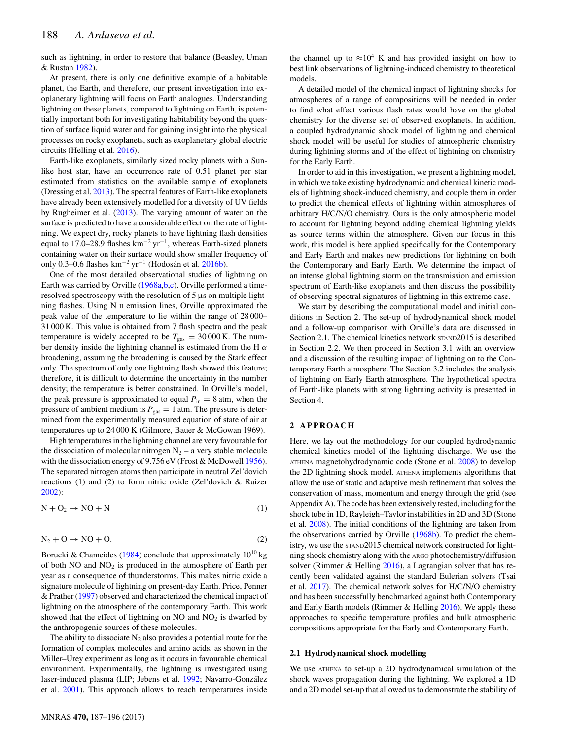such as lightning, in order to restore that balance (Beasley, Uman & Rustan 1982).

At present, there is only one definitive example of a habitable planet, the Earth, and therefore, our present investigation into exoplanetary lightning will focus on Earth analogues. Understanding lightning on these planets, compared to lightning on Earth, is potentially important both for investigating habitability beyond the question of surface liquid water and for gaining insight into the physical processes on rocky exoplanets, such as exoplanetary global electric circuits (Helling et al. 2016).

Earth-like exoplanets, similarly sized rocky planets with a Sun-like host star, have an occurrence rate of 0.51 planet per star estimated from statistics on the available sample of exoplanets (Dressing et al. 2013). The spectral features of Earth-like exoplanets have already been extensively modelled for a diversity of UV fields by Rugheimer et al. (2013). The varying amount of water on the surface is predicted to have a considerable effect on the rate of lightning. We expect dry, rocky planets to have lightning flash densities equal to 17.0–28.9 flashes $km^{-2}\,yr^{-1}$, whereas Earth-sized planets containing water on their surface would show smaller frequency of only 0.3–0.6 flashes $km^{-2}\,yr^{-1}$ (Hodosán et al. 2016b).

One of the most detailed observational studies of lightning on Earth was carried by Orville (1968a,b,c). Orville performed a time-resolved spectroscopy with the resolution of 5 µs on multiple lightning flashes. Using N II emission lines, Orville approximated the peak value of the temperature to lie within the range of 28 000–31 000 K. This value is obtained from 7 flash spectra and the peak temperature is widely accepted to be $T_{gas} = 30\,000$ K. The number density inside the lightning channel is estimated from the H $\alpha$ broadening, assuming the broadening is caused by the Stark effect only. The spectrum of only one lightning flash showed this feature; therefore, it is difficult to determine the uncertainty in the number density; the temperature is better constrained. In Orville's model, the peak pressure is approximated to equal $P_{in} = 8$ atm, when the pressure of ambient medium is $P_{gas} = 1$ atm. The pressure is determined from the experimentally measured equation of state of air at temperatures up to 24 000 K (Gilmore, Bauer & McGowan 1969).

High temperatures in the lightning channel are very favourable for the dissociation of molecular nitrogen $N_2$ – a very stable molecule with the dissociation energy of 9.756 eV (Frost & McDowell 1956). The separated nitrogen atoms then participate in neutral Zel'dovich reactions (1) and (2) to form nitric oxide (Zel'dovich & Raizer 2002):

$$N + O_2 \rightarrow NO + N \tag{1}$$

$$N_2 + O \rightarrow NO + O. \tag{2}$$

Borucki & Chameides (1984) conclude that approximately $10^{10}$ kg of both NO and $NO_2$ is produced in the atmosphere of Earth per year as a consequence of thunderstorms. This makes nitric oxide a signature molecule of lightning on present-day Earth. Price, Penner & Prather (1997) observed and characterized the chemical impact of lightning on the atmosphere of the contemporary Earth. This work showed that the effect of lightning on NO and $NO_2$ is dwarfed by the anthropogenic sources of these molecules.

The ability to dissociate $N_2$ also provides a potential route for the formation of complex molecules and amino acids, as shown in the Miller–Urey experiment as long as it occurs in favourable chemical environment. Experimentally, the lightning is investigated using laser-induced plasma (LIP; Jebens et al. 1992; Navarro-González et al. 2001). This approach allows to reach temperatures inside the channel up to $\approx 10^4$ K and has provided insight on how to best link observations of lightning-induced chemistry to theoretical models.

A detailed model of the chemical impact of lightning shocks for atmospheres of a range of compositions will be needed in order to find what effect various flash rates would have on the global chemistry for the diverse set of observed exoplanets. In addition, a coupled hydrodynamic shock model of lightning and chemical shock model will be useful for studies of atmospheric chemistry during lightning storms and of the effect of lightning on chemistry for the Early Earth.

In order to aid in this investigation, we present a lightning model, in which we take existing hydrodynamic and chemical kinetic models of lightning shock-induced chemistry, and couple them in order to predict the chemical effects of lightning within atmospheres of arbitrary H/C/N/O chemistry. Ours is the only atmospheric model to account for lightning beyond adding chemical lightning yields as source terms within the atmosphere. Given our focus in this work, this model is here applied specifically for the Contemporary and Early Earth and makes new predictions for lightning on both the Contemporary and Early Earth. We determine the impact of an intense global lightning storm on the transmission and emission spectrum of Earth-like exoplanets and then discuss the possibility of observing spectral signatures of lightning in this extreme case.

We start by describing the computational model and initial conditions in Section 2. The set-up of hydrodynamical shock model and a follow-up comparison with Orville's data are discussed in Section 2.1. The chemical kinetics network STAND2015 is described in Section 2.2. We then proceed in Section 3.1 with an overview and a discussion of the resulting impact of lightning on to the Contemporary Earth atmosphere. The Section 3.2 includes the analysis of lightning on Early Earth atmosphere. The hypothetical spectra of Earth-like planets with strong lightning activity is presented in Section 4.

## 2 APPROACH

Here, we lay out the methodology for our coupled hydrodynamic chemical kinetics model of the lightning discharge. We use the ATHENA magnetohydrodynamic code (Stone et al. 2008) to develop the 2D lightning shock model. ATHENA implements algorithms that allow the use of static and adaptive mesh refinement that solves the conservation of mass, momentum and energy through the grid (see Appendix A). The code has been extensively tested, including for the shock tube in 1D, Rayleigh–Taylor instabilities in 2D and 3D (Stone et al. 2008). The initial conditions of the lightning are taken from the observations carried by Orville (1968b). To predict the chemistry, we use the STAND2015 chemical network constructed for lightning shock chemistry along with the ARGO photochemistry/diffusion solver (Rimmer & Helling 2016), a Lagrangian solver that has recently been validated against the standard Eulerian solvers (Tsai et al. 2017). The chemical network solves for H/C/N/O chemistry and has been successfully benchmarked against both Contemporary and Early Earth models (Rimmer & Helling 2016). We apply these approaches to specific temperature profiles and bulk atmospheric compositions appropriate for the Early and Contemporary Earth.

### 2.1 Hydrodynamical shock modelling

We use ATHENA to set-up a 2D hydrodynamical simulation of the shock waves propagation during the lightning. We explored a 1D and a 2D model set-up that allowed us to demonstrate the stability of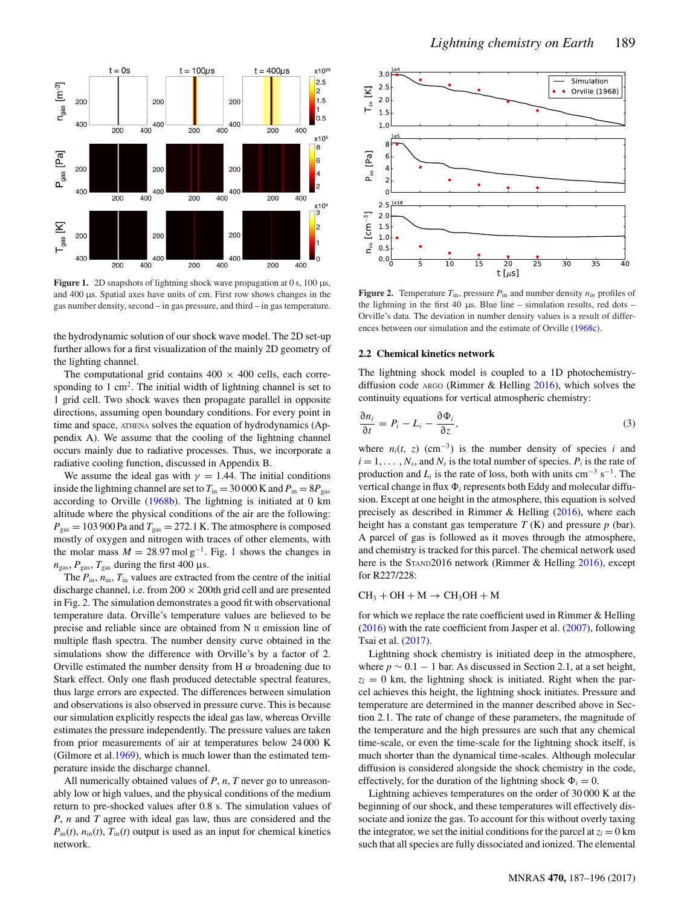**Figure 1.** 2D snapshots of lightning shock wave propagation at 0 s, 100 µs, and 400 µs. Spatial axes have units of cm. First row shows changes in the gas number density, second – in gas pressure, and third – in gas temperature.

the hydrodynamic solution of our shock wave model. The 2D set-up further allows for a first visualization of the mainly 2D geometry of the lighting channel.

The computational grid contains 400 × 400 cells, each corresponding to 1 cm$^2$. The initial width of lightning channel is set to 1 grid cell. Two shock waves then propagate parallel in opposite directions, assuming open boundary conditions. For every point in time and space, ATHENA solves the equation of hydrodynamics (Appendix A). We assume that the cooling of the lightning channel occurs mainly due to radiative processes. Thus, we incorporate a radiative cooling function, discussed in Appendix B.

We assume the ideal gas with $\gamma = 1.44$. The initial conditions inside the lightning channel are set to $T_{\rm in} = 30\,000$ K and $P_{\rm in} = 8P_{\rm gas}$ according to Orville (1968b). The lightning is initiated at 0 km altitude where the physical conditions of the air are the following: $P_{\rm gas} = 103\,900$ Pa and $T_{\rm gas} = 272.1$ K. The atmosphere is composed mostly of oxygen and nitrogen with traces of other elements, with the molar mass $M = 28.97$ mol g$^{-1}$. Fig. 1 shows the changes in $n_{\rm gas}$, $P_{\rm gas}$, $T_{\rm gas}$ during the first 400 µs.

The $P_{\rm in}$, $n_{\rm in}$, $T_{\rm in}$ values are extracted from the centre of the initial discharge channel, i.e. from 200 × 200th grid cell and are presented in Fig. 2. The simulation demonstrates a good fit with observational temperature data. Orville's temperature values are believed to be precise and reliable since are obtained from N II emission line of multiple flash spectra. The number density curve obtained in the simulations show the difference with Orville's by a factor of 2. Orville estimated the number density from H $\alpha$ broadening due to Stark effect. Only one flash produced detectable spectral features, thus large errors are expected. The differences between simulation and observations is also observed in pressure curve. This is because our simulation explicitly respects the ideal gas law, whereas Orville estimates the pressure independently. The pressure values are taken from prior measurements of air at temperatures below 24 000 K (Gilmore et al.1969), which is much lower than the estimated temperature inside the discharge channel.

All numerically obtained values of $P$, $n$, $T$ never go to unreasonably low or high values, and the physical conditions of the medium return to pre-shocked values after 0.8 s. The simulation values of $P$, $n$ and $T$ agree with ideal gas law, thus are considered and the $P_{\rm in}(t)$, $n_{\rm in}(t)$, $T_{\rm in}(t)$ output is used as an input for chemical kinetics network.

**Figure 2.** Temperature $T_{\rm in}$, pressure $P_{\rm in}$ and number density $n_{in}$ profiles of the lightning in the first 40 µs. Blue line – simulation results, red dots – Orville's data. The deviation in number density values is a result of differences between our simulation and the estimate of Orville (1968c).

## 2.2 Chemical kinetics network

The lightning shock model is coupled to a 1D photochemistry-diffusion code ARGO (Rimmer & Helling 2016), which solves the continuity equations for vertical atmospheric chemistry:

$$\frac{\partial n_i}{\partial t} = P_i - L_i - \frac{\partial \Phi_i}{\partial z}, \tag{3}$$

where $n_i(t, z)$ (cm$^{-3}$) is the number density of species $i$ and $i = 1, \ldots, N_s$, and $N_s$ is the total number of species. $P_i$ is the rate of production and $L_i$ is the rate of loss, both with units cm$^{-3}$ s$^{-1}$. The vertical change in flux $\Phi_i$ represents both Eddy and molecular diffusion. Except at one height in the atmosphere, this equation is solved precisely as described in Rimmer & Helling (2016), where each height has a constant gas temperature $T$ (K) and pressure $p$ (bar). A parcel of gas is followed as it moves through the atmosphere, and chemistry is tracked for this parcel. The chemical network used here is the STAND2016 network (Rimmer & Helling 2016), except for R227/228:

$$CH_3 + OH + M \rightarrow CH_3OH + M$$

for which we replace the rate coefficient used in Rimmer & Helling (2016) with the rate coefficient from Jasper et al. (2007), following Tsai et al. (2017).

Lightning shock chemistry is initiated deep in the atmosphere, where $p \sim 0.1 - 1$ bar. As discussed in Section 2.1, at a set height, $z_l = 0$ km, the lightning shock is initiated. Right when the parcel achieves this height, the lightning shock initiates. Pressure and temperature are determined in the manner described above in Section 2.1. The rate of change of these parameters, the magnitude of the temperature and the high pressures are such that any chemical time-scale, or even the time-scale for the lightning shock itself, is much shorter than the dynamical time-scales. Although molecular diffusion is considered alongside the shock chemistry in the code, effectively, for the duration of the lightning shock $\Phi_i = 0$.

Lightning achieves temperatures on the order of 30 000 K at the beginning of our shock, and these temperatures will effectively dissociate and ionize the gas. To account for this without overly taxing the integrator, we set the initial conditions for the parcel at $z_l = 0$ km such that all species are fully dissociated and ionized. The elemental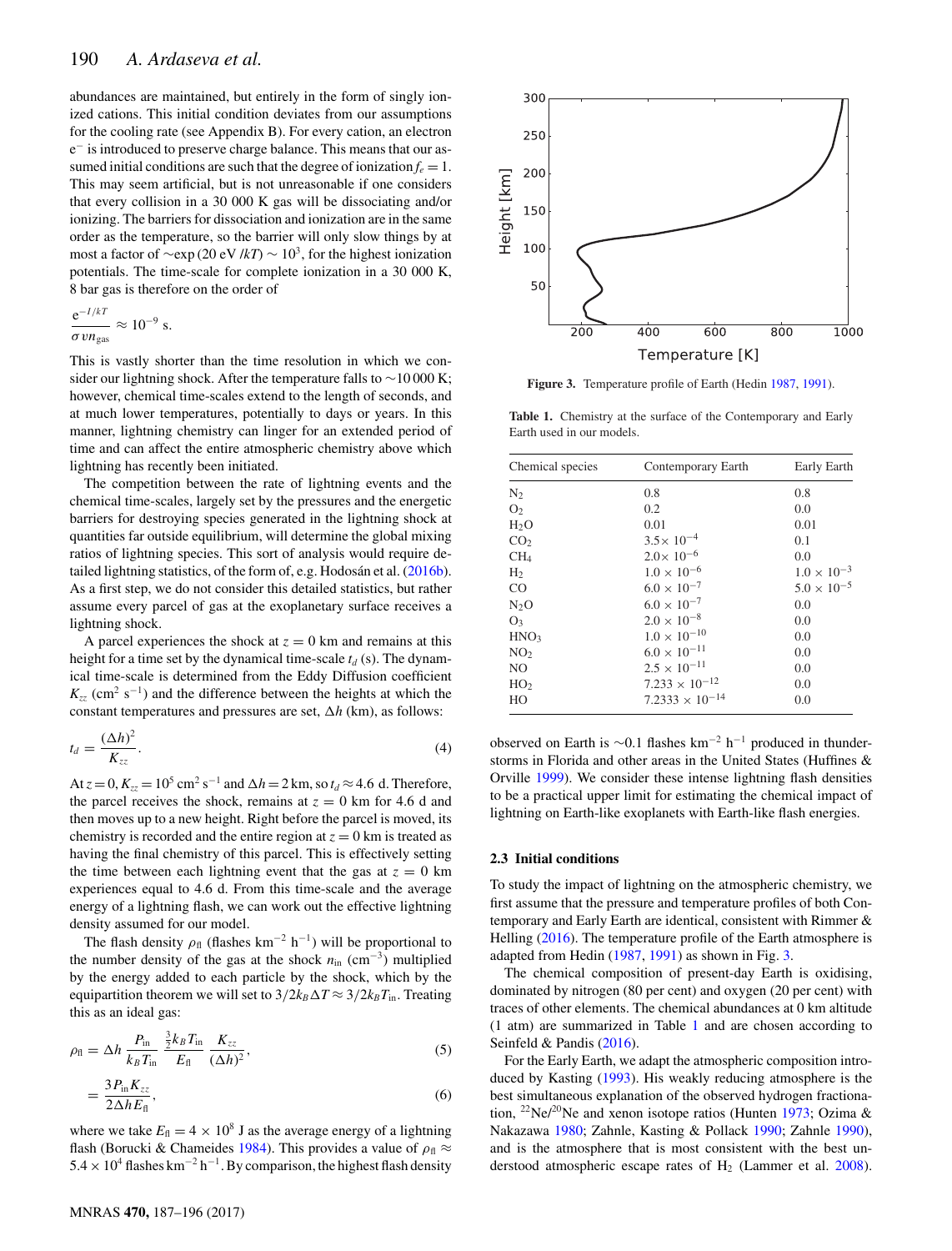abundances are maintained, but entirely in the form of singly ionized cations. This initial condition deviates from our assumptions for the cooling rate (see Appendix B). For every cation, an electron $e^-$ is introduced to preserve charge balance. This means that our assumed initial conditions are such that the degree of ionization $f_e = 1$. This may seem artificial, but is not unreasonable if one considers that every collision in a 30 000 K gas will be dissociating and/or ionizing. The barriers for dissociation and ionization are in the same order as the temperature, so the barrier will only slow things by at most a factor of $\sim\exp(20\,\text{eV}/kT) \sim 10^3$, for the highest ionization potentials. The time-scale for complete ionization in a 30 000 K, 8 bar gas is therefore on the order of

$$\frac{e^{-I/kT}}{\sigma v n_{\text{gas}}} \approx 10^{-9}\ \text{s}.$$

This is vastly shorter than the time resolution in which we consider our lightning shock. After the temperature falls to $\sim$10 000 K; however, chemical time-scales extend to the length of seconds, and at much lower temperatures, potentially to days or years. In this manner, lightning chemistry can linger for an extended period of time and can affect the entire atmospheric chemistry above which lightning has recently been initiated.

The competition between the rate of lightning events and the chemical time-scales, largely set by the pressures and the energetic barriers for destroying species generated in the lightning shock at quantities far outside equilibrium, will determine the global mixing ratios of lightning species. This sort of analysis would require detailed lightning statistics, of the form of, e.g. Hodosán et al. (2016b). As a first step, we do not consider this detailed statistics, but rather assume every parcel of gas at the exoplanetary surface receives a lightning shock.

A parcel experiences the shock at $z = 0$ km and remains at this height for a time set by the dynamical time-scale $t_d$ (s). The dynamical time-scale is determined from the Eddy Diffusion coefficient $K_{zz}$ (cm$^2$ s$^{-1}$) and the difference between the heights at which the constant temperatures and pressures are set, $\Delta h$ (km), as follows:

$$t_d = \frac{(\Delta h)^2}{K_{zz}}. \tag{4}$$

At $z = 0$, $K_{zz} = 10^5$ cm$^2$ s$^{-1}$ and $\Delta h = 2$ km, so $t_d \approx 4.6$ d. Therefore, the parcel receives the shock, remains at $z = 0$ km for 4.6 d and then moves up to a new height. Right before the parcel is moved, its chemistry is recorded and the entire region at $z = 0$ km is treated as having the final chemistry of this parcel. This is effectively setting the time between each lightning event that the gas at $z = 0$ km experiences equal to 4.6 d. From this time-scale and the average energy of a lightning flash, we can work out the effective lightning density assumed for our model.

The flash density $\rho_{\text{fl}}$ (flashes km$^{-2}$ h$^{-1}$) will be proportional to the number density of the gas at the shock $n_{\text{in}}$ (cm$^{-3}$) multiplied by the energy added to each particle by the shock, which by the equipartition theorem we will set to $3/2k_B\Delta T \approx 3/2k_B T_{\text{in}}$. Treating this as an ideal gas:

$$\rho_{\text{fl}} = \Delta h\, \frac{P_{\text{in}}}{k_B T_{\text{in}}}\, \frac{\frac{3}{2}k_B T_{\text{in}}}{E_{\text{fl}}}\, \frac{K_{zz}}{(\Delta h)^2}, \tag{5}$$

$$= \frac{3 P_{\text{in}} K_{zz}}{2\Delta h E_{\text{fl}}}, \tag{6}$$

where we take $E_{\text{fl}} = 4 \times 10^8$ J as the average energy of a lightning flash (Borucki & Chameides 1984). This provides a value of $\rho_{\text{fl}} \approx 5.4 \times 10^4$ flashes km$^{-2}$ h$^{-1}$. By comparison, the highest flash density observed on Earth is $\sim$0.1 flashes km$^{-2}$ h$^{-1}$ produced in thunderstorms in Florida and other areas in the United States (Huffines & Orville 1999). We consider these intense lightning flash densities to be a practical upper limit for estimating the chemical impact of lightning on Earth-like exoplanets with Earth-like flash energies.

**Figure 3.** Temperature profile of Earth (Hedin 1987, 1991).

**Table 1.** Chemistry at the surface of the Contemporary and Early Earth used in our models.

| Chemical species | Contemporary Earth | Early Earth |
|---|---|---|
| $N_2$ | 0.8 | 0.8 |
| $O_2$ | 0.2 | 0.0 |
| $H_2O$ | 0.01 | 0.01 |
| $CO_2$ | $3.5\times 10^{-4}$ | 0.1 |
| $CH_4$ | $2.0\times 10^{-6}$ | 0.0 |
| $H_2$ | $1.0 \times 10^{-6}$ | $1.0 \times 10^{-3}$ |
| $CO$ | $6.0 \times 10^{-7}$ | $5.0 \times 10^{-5}$ |
| $N_2O$ | $6.0 \times 10^{-7}$ | 0.0 |
| $O_3$ | $2.0 \times 10^{-8}$ | 0.0 |
| $HNO_3$ | $1.0 \times 10^{-10}$ | 0.0 |
| $NO_2$ | $6.0 \times 10^{-11}$ | 0.0 |
| $NO$ | $2.5 \times 10^{-11}$ | 0.0 |
| $HO_2$ | $7.233 \times 10^{-12}$ | 0.0 |
| $HO$ | $7.2333 \times 10^{-14}$ | 0.0 |

### 2.3 Initial conditions

To study the impact of lightning on the atmospheric chemistry, we first assume that the pressure and temperature profiles of both Contemporary and Early Earth are identical, consistent with Rimmer & Helling (2016). The temperature profile of the Earth atmosphere is adapted from Hedin (1987, 1991) as shown in Fig. 3.

The chemical composition of present-day Earth is oxidising, dominated by nitrogen (80 per cent) and oxygen (20 per cent) with traces of other elements. The chemical abundances at 0 km altitude (1 atm) are summarized in Table 1 and are chosen according to Seinfeld & Pandis (2016).

For the Early Earth, we adapt the atmospheric composition introduced by Kasting (1993). His weakly reducing atmosphere is the best simultaneous explanation of the observed hydrogen fractionation, $^{22}$Ne/$^{20}$Ne and xenon isotope ratios (Hunten 1973; Ozima & Nakazawa 1980; Zahnle, Kasting & Pollack 1990; Zahnle 1990), and is the atmosphere that is most consistent with the best understood atmospheric escape rates of $H_2$ (Lammer et al. 2008).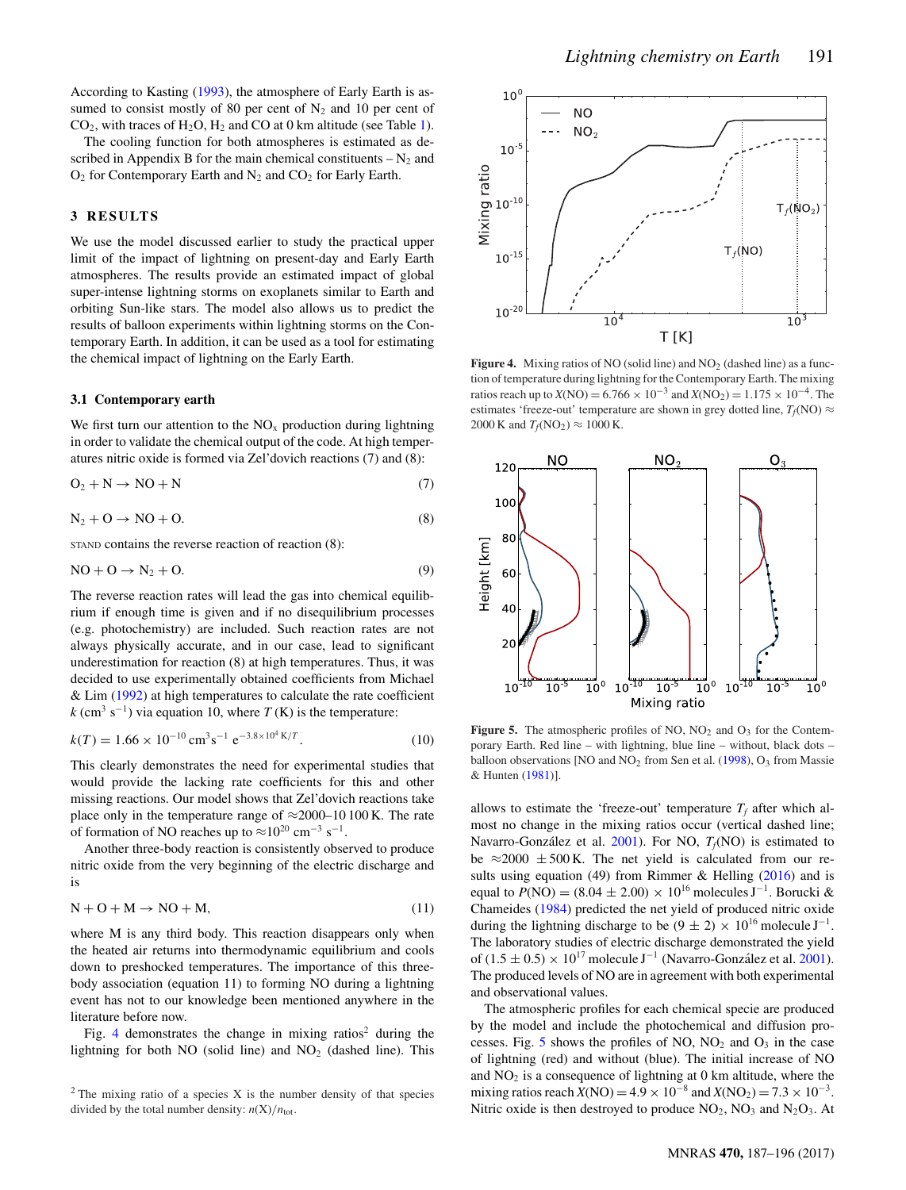According to Kasting (1993), the atmosphere of Early Earth is assumed to consist mostly of 80 per cent of $N_2$ and 10 per cent of $CO_2$, with traces of $H_2O$, $H_2$ and CO at 0 km altitude (see Table 1).

The cooling function for both atmospheres is estimated as described in Appendix B for the main chemical constituents – $N_2$ and $O_2$ for Contemporary Earth and $N_2$ and $CO_2$ for Early Earth.

## 3 RESULTS

We use the model discussed earlier to study the practical upper limit of the impact of lightning on present-day and Early Earth atmospheres. The results provide an estimated impact of global super-intense lightning storms on exoplanets similar to Earth and orbiting Sun-like stars. The model also allows us to predict the results of balloon experiments within lightning storms on the Contemporary Earth. In addition, it can be used as a tool for estimating the chemical impact of lightning on the Early Earth.

### 3.1 Contemporary earth

We first turn our attention to the $NO_x$ production during lightning in order to validate the chemical output of the code. At high temperatures nitric oxide is formed via Zel'dovich reactions (7) and (8):

$$O_2 + N \rightarrow NO + N \tag{7}$$

$$N_2 + O \rightarrow NO + O. \tag{8}$$

STAND contains the reverse reaction of reaction (8):

$$NO + O \rightarrow N_2 + O. \tag{9}$$

The reverse reaction rates will lead the gas into chemical equilibrium if enough time is given and if no disequilibrium processes (e.g. photochemistry) are included. Such reaction rates are not always physically accurate, and in our case, lead to significant underestimation for reaction (8) at high temperatures. Thus, it was decided to use experimentally obtained coefficients from Michael & Lim (1992) at high temperatures to calculate the rate coefficient $k$ (cm$^3$ s$^{-1}$) via equation 10, where $T$ (K) is the temperature:

$$k(T) = 1.66 \times 10^{-10}\,\mathrm{cm^3 s^{-1}}\ \mathrm{e}^{-3.8\times10^4\,\mathrm{K}/T}. \tag{10}$$

This clearly demonstrates the need for experimental studies that would provide the lacking rate coefficients for this and other missing reactions. Our model shows that Zel'dovich reactions take place only in the temperature range of $\approx$2000–10 100 K. The rate of formation of NO reaches up to $\approx 10^{20}$ cm$^{-3}$ s$^{-1}$.

Another three-body reaction is consistently observed to produce nitric oxide from the very beginning of the electric discharge and is

$$N + O + M \rightarrow NO + M, \tag{11}$$

where M is any third body. This reaction disappears only when the heated air returns into thermodynamic equilibrium and cools down to preshocked temperatures. The importance of this three-body association (equation 11) to forming NO during a lightning event has not to our knowledge been mentioned anywhere in the literature before now.

Fig. 4 demonstrates the change in mixing ratios[2] during the lightning for both NO (solid line) and $NO_2$ (dashed line). This allows to estimate the 'freeze-out' temperature $T_f$ after which almost no change in the mixing ratios occur (vertical dashed line; Navarro-González et al. 2001). For NO, $T_f$(NO) is estimated to be $\approx$2000 $\pm$500 K. The net yield is calculated from our results using equation (49) from Rimmer & Helling (2016) and is equal to $P(\mathrm{NO}) = (8.04 \pm 2.00) \times 10^{16}$ molecules J$^{-1}$. Borucki & Chameides (1984) predicted the net yield of produced nitric oxide during the lightning discharge to be $(9 \pm 2) \times 10^{16}$ molecule J$^{-1}$. The laboratory studies of electric discharge demonstrated the yield of $(1.5 \pm 0.5) \times 10^{17}$ molecule J$^{-1}$ (Navarro-González et al. 2001). The produced levels of NO are in agreement with both experimental and observational values.

**Figure 4.** Mixing ratios of NO (solid line) and $NO_2$ (dashed line) as a function of temperature during lightning for the Contemporary Earth. The mixing ratios reach up to $X(\mathrm{NO}) = 6.766 \times 10^{-3}$ and $X(\mathrm{NO_2}) = 1.175 \times 10^{-4}$. The estimates 'freeze-out' temperature are shown in grey dotted line, $T_f(\mathrm{NO}) \approx$ 2000 K and $T_f(\mathrm{NO_2}) \approx 1000$ K.

**Figure 5.** The atmospheric profiles of NO, $NO_2$ and $O_3$ for the Contemporary Earth. Red line – with lightning, blue line – without, black dots – balloon observations [NO and $NO_2$ from Sen et al. (1998), $O_3$ from Massie & Hunten (1981)].

The atmospheric profiles for each chemical specie are produced by the model and include the photochemical and diffusion processes. Fig. 5 shows the profiles of NO, $NO_2$ and $O_3$ in the case of lightning (red) and without (blue). The initial increase of NO and $NO_2$ is a consequence of lightning at 0 km altitude, where the mixing ratios reach $X(\mathrm{NO}) = 4.9 \times 10^{-8}$ and $X(\mathrm{NO_2}) = 7.3 \times 10^{-3}$. Nitric oxide is then destroyed to produce $NO_2$, $NO_3$ and $N_2O_3$. At

[2] The mixing ratio of a species X is the number density of that species divided by the total number density: $n(\mathrm{X})/n_{\mathrm{tot}}$.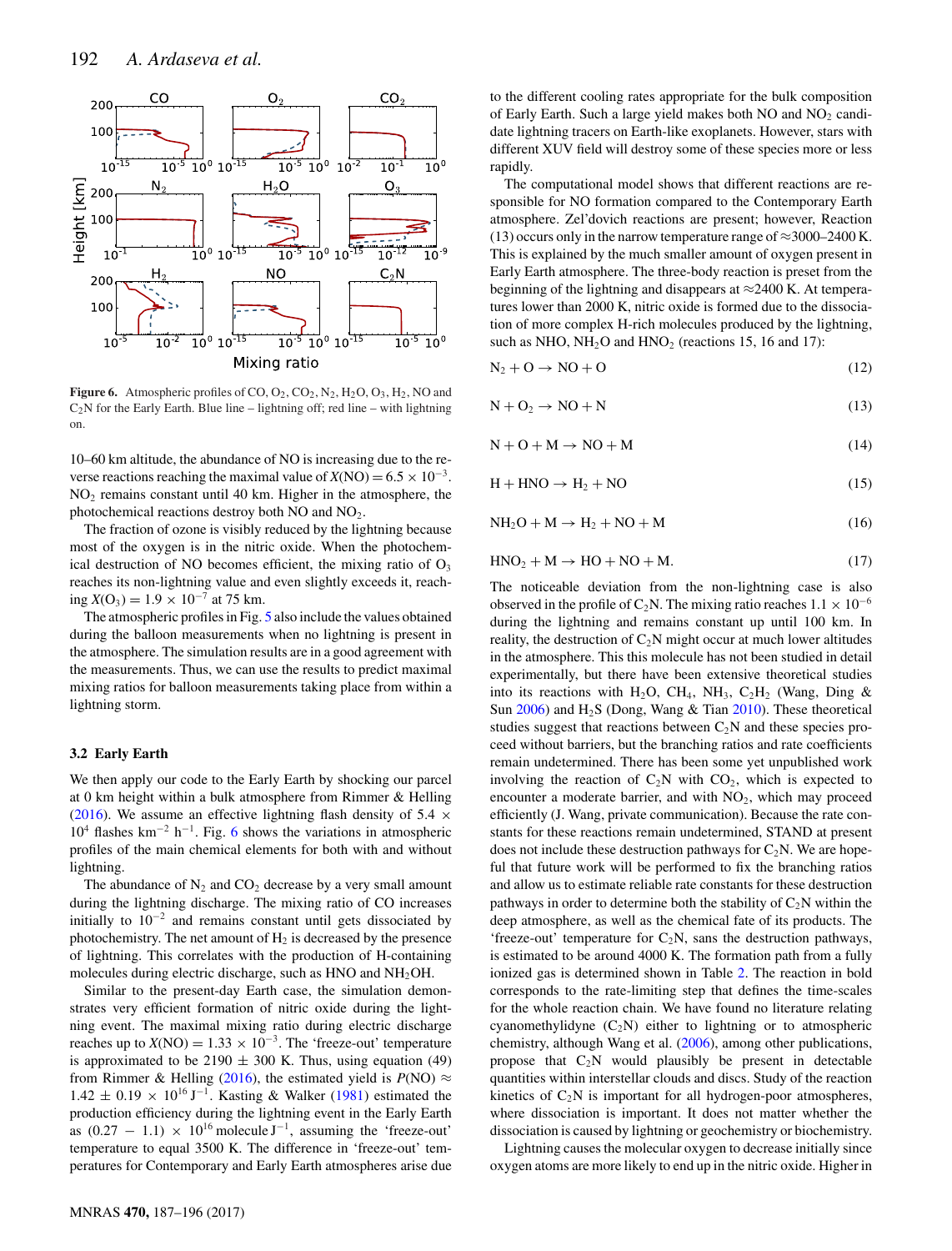Figure 6. Atmospheric profiles of CO, $O_2$, $CO_2$, $N_2$, $H_2O$, $O_3$, $H_2$, NO and $C_2N$ for the Early Earth. Blue line – lightning off; red line – with lightning on.

10–60 km altitude, the abundance of NO is increasing due to the reverse reactions reaching the maximal value of $X(\mathrm{NO}) = 6.5 \times 10^{-3}$. $NO_2$ remains constant until 40 km. Higher in the atmosphere, the photochemical reactions destroy both NO and $NO_2$.

The fraction of ozone is visibly reduced by the lightning because most of the oxygen is in the nitric oxide. When the photochemical destruction of NO becomes efficient, the mixing ratio of $O_3$ reaches its non-lightning value and even slightly exceeds it, reaching $X(O_3) = 1.9 \times 10^{-7}$ at 75 km.

The atmospheric profiles in Fig. 5 also include the values obtained during the balloon measurements when no lightning is present in the atmosphere. The simulation results are in a good agreement with the measurements. Thus, we can use the results to predict maximal mixing ratios for balloon measurements taking place from within a lightning storm.

### 3.2 Early Earth

We then apply our code to the Early Earth by shocking our parcel at 0 km height within a bulk atmosphere from Rimmer & Helling (2016). We assume an effective lightning flash density of $5.4 \times 10^4$ flashes km$^{-2}$ h$^{-1}$. Fig. 6 shows the variations in atmospheric profiles of the main chemical elements for both with and without lightning.

The abundance of $N_2$ and $CO_2$ decrease by a very small amount during the lightning discharge. The mixing ratio of CO increases initially to $10^{-2}$ and remains constant until gets dissociated by photochemistry. The net amount of $H_2$ is decreased by the presence of lightning. This correlates with the production of H-containing molecules during electric discharge, such as HNO and $NH_2OH$.

Similar to the present-day Earth case, the simulation demonstrates very efficient formation of nitric oxide during the lightning event. The maximal mixing ratio during electric discharge reaches up to $X(\mathrm{NO}) = 1.33 \times 10^{-3}$. The 'freeze-out' temperature is approximated to be $2190 \pm 300$ K. Thus, using equation (49) from Rimmer & Helling (2016), the estimated yield is $P(\mathrm{NO}) \approx 1.42 \pm 0.19 \times 10^{16}$ J$^{-1}$. Kasting & Walker (1981) estimated the production efficiency during the lightning event in the Early Earth as $(0.27 - 1.1) \times 10^{16}$ molecule J$^{-1}$, assuming the 'freeze-out' temperature to equal 3500 K. The difference in 'freeze-out' temperatures for Contemporary and Early Earth atmospheres arise due to the different cooling rates appropriate for the bulk composition of Early Earth. Such a large yield makes both NO and $NO_2$ candidate lightning tracers on Earth-like exoplanets. However, stars with different XUV field will destroy some of these species more or less rapidly.

The computational model shows that different reactions are responsible for NO formation compared to the Contemporary Earth atmosphere. Zel'dovich reactions are present; however, Reaction (13) occurs only in the narrow temperature range of $\approx$3000–2400 K. This is explained by the much smaller amount of oxygen present in Early Earth atmosphere. The three-body reaction is preset from the beginning of the lightning and disappears at $\approx$2400 K. At temperatures lower than 2000 K, nitric oxide is formed due to the dissociation of more complex H-rich molecules produced by the lightning, such as NHO, $NH_2O$ and $HNO_2$ (reactions 15, 16 and 17):

$$\mathrm{N_2 + O \rightarrow NO + O} \tag{12}$$

$$\mathrm{N + O_2 \rightarrow NO + N} \tag{13}$$

$$\mathrm{N + O + M \rightarrow NO + M} \tag{14}$$

$$\mathrm{H + HNO \rightarrow H_2 + NO} \tag{15}$$

$$\mathrm{NH_2O + M \rightarrow H_2 + NO + M} \tag{16}$$

$$\mathrm{HNO_2 + M \rightarrow HO + NO + M.} \tag{17}$$

The noticeable deviation from the non-lightning case is also observed in the profile of $C_2N$. The mixing ratio reaches $1.1 \times 10^{-6}$ during the lightning and remains constant up until 100 km. In reality, the destruction of $C_2N$ might occur at much lower altitudes in the atmosphere. This this molecule has not been studied in detail experimentally, but there have been extensive theoretical studies into its reactions with $H_2O$, $CH_4$, $NH_3$, $C_2H_2$ (Wang, Ding & Sun 2006) and $H_2S$ (Dong, Wang & Tian 2010). These theoretical studies suggest that reactions between $C_2N$ and these species proceed without barriers, but the branching ratios and rate coefficients remain undetermined. There has been some yet unpublished work involving the reaction of $C_2N$ with $CO_2$, which is expected to encounter a moderate barrier, and with $NO_2$, which may proceed efficiently (J. Wang, private communication). Because the rate constants for these reactions remain undetermined, STAND at present does not include these destruction pathways for $C_2N$. We are hopeful that future work will be performed to fix the branching ratios and allow us to estimate reliable rate constants for these destruction pathways in order to determine both the stability of $C_2N$ within the deep atmosphere, as well as the chemical fate of its products. The 'freeze-out' temperature for $C_2N$, sans the destruction pathways, is estimated to be around 4000 K. The formation path from a fully ionized gas is determined shown in Table 2. The reaction in bold corresponds to the rate-limiting step that defines the time-scales for the whole reaction chain. We have found no literature relating cyanomethylidyne ($C_2N$) either to lightning or to atmospheric chemistry, although Wang et al. (2006), among other publications, propose that $C_2N$ would plausibly be present in detectable quantities within interstellar clouds and discs. Study of the reaction kinetics of $C_2N$ is important for all hydrogen-poor atmospheres, where dissociation is important. It does not matter whether the dissociation is caused by lightning or geochemistry or biochemistry.

Lightning causes the molecular oxygen to decrease initially since oxygen atoms are more likely to end up in the nitric oxide. Higher in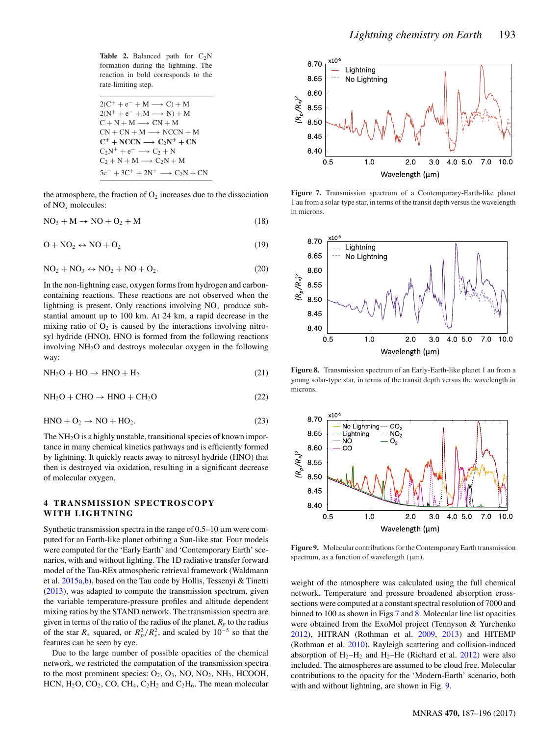**Table 2.** Balanced path for $C_2N$ formation during the lightning. The reaction in bold corresponds to the rate-limiting step.

$$2(C^+ + e^- + M \longrightarrow C) + M$$
$$2(N^+ + e^- + M \longrightarrow N) + M$$
$$C + N + M \longrightarrow CN + M$$
$$CN + CN + M \longrightarrow NCCN + M$$
$$\mathbf{C^+ + NCCN \longrightarrow C_2N^+ + CN}$$
$$C_2N^+ + e^- \longrightarrow C_2 + N$$
$$C_2 + N + M \longrightarrow C_2N + M$$
$$5e^- + 3C^+ + 2N^+ \longrightarrow C_2N + CN$$

the atmosphere, the fraction of $O_2$ increases due to the dissociation of $NO_x$ molecules:

$$NO_3 + M \rightarrow NO + O_2 + M \quad (18)$$

$$O + NO_2 \leftrightarrow NO + O_2 \quad (19)$$

$$NO_2 + NO_3 \leftrightarrow NO_2 + NO + O_2. \quad (20)$$

In the non-lightning case, oxygen forms from hydrogen and carbon-containing reactions. These reactions are not observed when the lightning is present. Only reactions involving $NO_x$ produce substantial amount up to 100 km. At 24 km, a rapid decrease in the mixing ratio of $O_2$ is caused by the interactions involving nitrosyl hydride (HNO). HNO is formed from the following reactions involving $NH_2O$ and destroys molecular oxygen in the following way:

$$NH_2O + HO \rightarrow HNO + H_2 \quad (21)$$

$$NH_2O + CHO \rightarrow HNO + CH_2O \quad (22)$$

$$HNO + O_2 \rightarrow NO + HO_2. \quad (23)$$

The $NH_2O$ is a highly unstable, transitional species of known importance in many chemical kinetics pathways and is efficiently formed by lightning. It quickly reacts away to nitrosyl hydride (HNO) that then is destroyed via oxidation, resulting in a significant decrease of molecular oxygen.

## 4 TRANSMISSION SPECTROSCOPY WITH LIGHTNING

Synthetic transmission spectra in the range of 0.5–10 μm were computed for an Earth-like planet orbiting a Sun-like star. Four models were computed for the 'Early Earth' and 'Contemporary Earth' scenarios, with and without lighting. The 1D radiative transfer forward model of the Tau-REx atmospheric retrieval framework (Waldmann et al. 2015a,b), based on the Tau code by Hollis, Tessenyi & Tinetti (2013), was adapted to compute the transmission spectrum, given the variable temperature-pressure profiles and altitude dependent mixing ratios by the STAND network. The transmission spectra are given in terms of the ratio of the radius of the planet, $R_p$ to the radius of the star $R_*$ squared, or $R_p^2/R_*^2$, and scaled by $10^{-5}$ so that the features can be seen by eye.

Due to the large number of possible opacities of the chemical network, we restricted the computation of the transmission spectra to the most prominent species: $O_2$, $O_3$, NO, $NO_2$, $NH_3$, HCOOH, HCN, $H_2O$, $CO_2$, CO, $CH_4$, $C_2H_2$ and $C_2H_6$. The mean molecular weight of the atmosphere was calculated using the full chemical network. Temperature and pressure broadened absorption cross-sections were computed at a constant spectral resolution of 7000 and binned to 100 as shown in Figs 7 and 8. Molecular line list opacities were obtained from the ExoMol project (Tennyson & Yurchenko 2012), HITRAN (Rothman et al. 2009, 2013) and HITEMP (Rothman et al. 2010). Rayleigh scattering and collision-induced absorption of $H_2$–$H_2$ and $H_2$–He (Richard et al. 2012) were also included. The atmospheres are assumed to be cloud free. Molecular contributions to the opacity for the 'Modern-Earth' scenario, both with and without lightning, are shown in Fig. 9.

**Figure 7.** Transmission spectrum of a Contemporary-Earth-like planet 1 au from a solar-type star, in terms of the transit depth versus the wavelength in microns.

**Figure 8.** Transmission spectrum of an Early-Earth-like planet 1 au from a young solar-type star, in terms of the transit depth versus the wavelength in microns.

**Figure 9.** Molecular contributions for the Contemporary Earth transmission spectrum, as a function of wavelength (μm).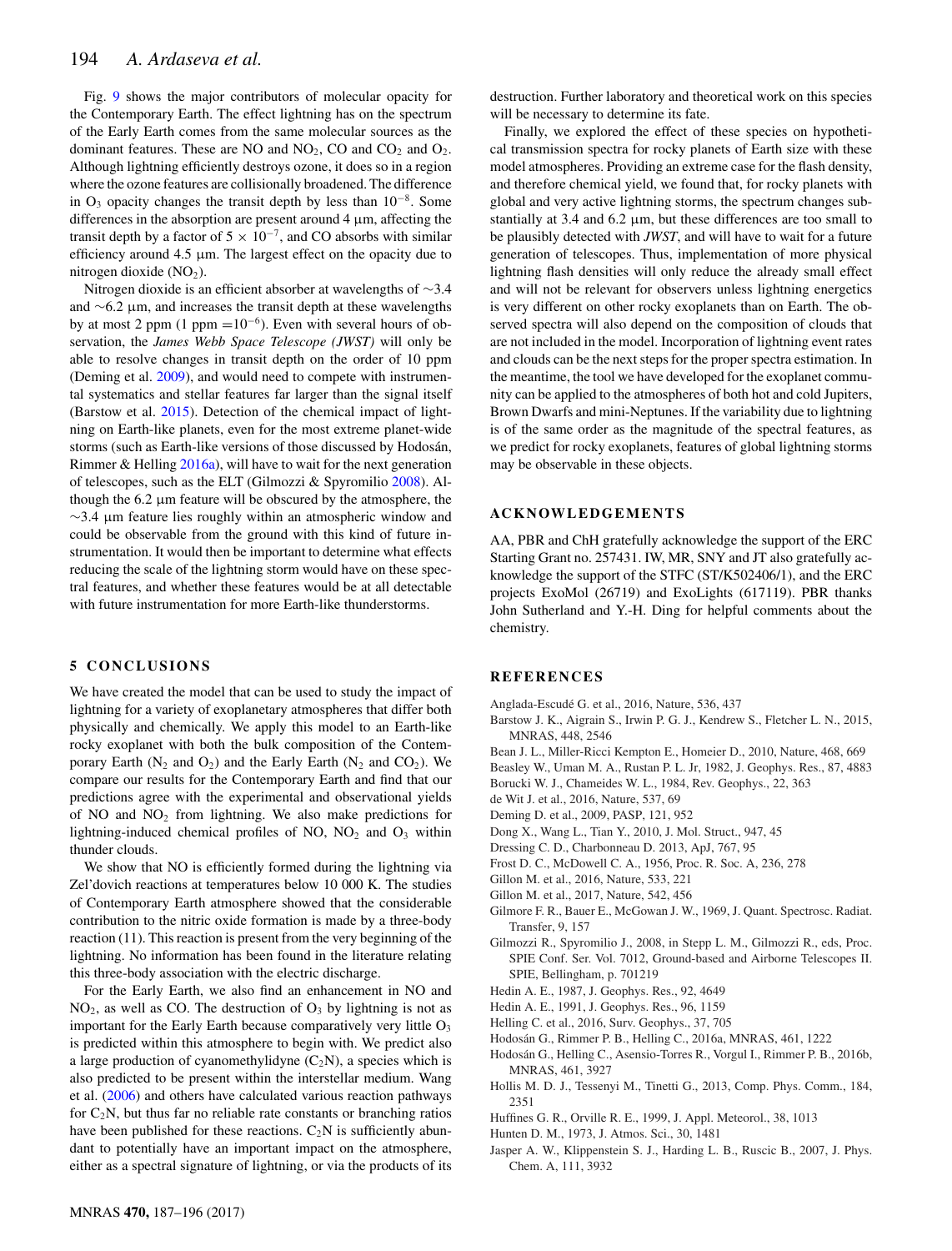Fig. 9 shows the major contributors of molecular opacity for the Contemporary Earth. The effect lightning has on the spectrum of the Early Earth comes from the same molecular sources as the dominant features. These are NO and $NO_2$, CO and $CO_2$ and $O_2$. Although lightning efficiently destroys ozone, it does so in a region where the ozone features are collisionally broadened. The difference in $O_3$ opacity changes the transit depth by less than $10^{-8}$. Some differences in the absorption are present around 4 μm, affecting the transit depth by a factor of $5 \times 10^{-7}$, and CO absorbs with similar efficiency around 4.5 μm. The largest effect on the opacity due to nitrogen dioxide ($NO_2$).

Nitrogen dioxide is an efficient absorber at wavelengths of ∼3.4 and ∼6.2 μm, and increases the transit depth at these wavelengths by at most 2 ppm (1 ppm $=10^{-6}$). Even with several hours of observation, the *James Webb Space Telescope (JWST)* will only be able to resolve changes in transit depth on the order of 10 ppm (Deming et al. 2009), and would need to compete with instrumental systematics and stellar features far larger than the signal itself (Barstow et al. 2015). Detection of the chemical impact of lightning on Earth-like planets, even for the most extreme planet-wide storms (such as Earth-like versions of those discussed by Hodosán, Rimmer & Helling 2016a), will have to wait for the next generation of telescopes, such as the ELT (Gilmozzi & Spyromilio 2008). Although the 6.2 μm feature will be obscured by the atmosphere, the ∼3.4 μm feature lies roughly within an atmospheric window and could be observable from the ground with this kind of future instrumentation. It would then be important to determine what effects reducing the scale of the lightning storm would have on these spectral features, and whether these features would be at all detectable with future instrumentation for more Earth-like thunderstorms.

## 5 CONCLUSIONS

We have created the model that can be used to study the impact of lightning for a variety of exoplanetary atmospheres that differ both physically and chemically. We apply this model to an Earth-like rocky exoplanet with both the bulk composition of the Contemporary Earth ($N_2$ and $O_2$) and the Early Earth ($N_2$ and $CO_2$). We compare our results for the Contemporary Earth and find that our predictions agree with the experimental and observational yields of NO and $NO_2$ from lightning. We also make predictions for lightning-induced chemical profiles of NO, $NO_2$ and $O_3$ within thunder clouds.

We show that NO is efficiently formed during the lightning via Zel'dovich reactions at temperatures below 10 000 K. The studies of Contemporary Earth atmosphere showed that the considerable contribution to the nitric oxide formation is made by a three-body reaction (11). This reaction is present from the very beginning of the lightning. No information has been found in the literature relating this three-body association with the electric discharge.

For the Early Earth, we also find an enhancement in NO and $NO_2$, as well as CO. The destruction of $O_3$ by lightning is not as important for the Early Earth because comparatively very little $O_3$ is predicted within this atmosphere to begin with. We predict also a large production of cyanomethylidyne ($C_2N$), a species which is also predicted to be present within the interstellar medium. Wang et al. (2006) and others have calculated various reaction pathways for $C_2N$, but thus far no reliable rate constants or branching ratios have been published for these reactions. $C_2N$ is sufficiently abundant to potentially have an important impact on the atmosphere, either as a spectral signature of lightning, or via the products of its destruction. Further laboratory and theoretical work on this species will be necessary to determine its fate.

Finally, we explored the effect of these species on hypothetical transmission spectra for rocky planets of Earth size with these model atmospheres. Providing an extreme case for the flash density, and therefore chemical yield, we found that, for rocky planets with global and very active lightning storms, the spectrum changes substantially at 3.4 and 6.2 μm, but these differences are too small to be plausibly detected with *JWST*, and will have to wait for a future generation of telescopes. Thus, implementation of more physical lightning flash densities will only reduce the already small effect and will not be relevant for observers unless lightning energetics is very different on other rocky exoplanets than on Earth. The observed spectra will also depend on the composition of clouds that are not included in the model. Incorporation of lightning event rates and clouds can be the next steps for the proper spectra estimation. In the meantime, the tool we have developed for the exoplanet community can be applied to the atmospheres of both hot and cold Jupiters, Brown Dwarfs and mini-Neptunes. If the variability due to lightning is of the same order as the magnitude of the spectral features, as we predict for rocky exoplanets, features of global lightning storms may be observable in these objects.

## ACKNOWLEDGEMENTS

AA, PBR and ChH gratefully acknowledge the support of the ERC Starting Grant no. 257431. IW, MR, SNY and JT also gratefully acknowledge the support of the STFC (ST/K502406/1), and the ERC projects ExoMol (26719) and ExoLights (617119). PBR thanks John Sutherland and Y.-H. Ding for helpful comments about the chemistry.

## REFERENCES

Anglada-Escudé G. et al., 2016, Nature, 536, 437

Barstow J. K., Aigrain S., Irwin P. G. J., Kendrew S., Fletcher L. N., 2015, MNRAS, 448, 2546

Bean J. L., Miller-Ricci Kempton E., Homeier D., 2010, Nature, 468, 669

Beasley W., Uman M. A., Rustan P. L. Jr, 1982, J. Geophys. Res., 87, 4883

Borucki W. J., Chameides W. L., 1984, Rev. Geophys., 22, 363

de Wit J. et al., 2016, Nature, 537, 69

Deming D. et al., 2009, PASP, 121, 952

Dong X., Wang L., Tian Y., 2010, J. Mol. Struct., 947, 45

Dressing C. D., Charbonneau D. 2013, ApJ, 767, 95

Frost D. C., McDowell C. A., 1956, Proc. R. Soc. A, 236, 278

Gillon M. et al., 2016, Nature, 533, 221

Gillon M. et al., 2017, Nature, 542, 456

Gilmore F. R., Bauer E., McGowan J. W., 1969, J. Quant. Spectrosc. Radiat. Transfer, 9, 157

Gilmozzi R., Spyromilio J., 2008, in Stepp L. M., Gilmozzi R., eds, Proc. SPIE Conf. Ser. Vol. 7012, Ground-based and Airborne Telescopes II. SPIE, Bellingham, p. 701219

Hedin A. E., 1987, J. Geophys. Res., 92, 4649

Hedin A. E., 1991, J. Geophys. Res., 96, 1159

Helling C. et al., 2016, Surv. Geophys., 37, 705

Hodosán G., Rimmer P. B., Helling C., 2016a, MNRAS, 461, 1222

Hodosán G., Helling C., Asensio-Torres R., Vorgul I., Rimmer P. B., 2016b, MNRAS, 461, 3927

Hollis M. D. J., Tessenyi M., Tinetti G., 2013, Comp. Phys. Comm., 184, 2351

Huffines G. R., Orville R. E., 1999, J. Appl. Meteorol., 38, 1013

Hunten D. M., 1973, J. Atmos. Sci., 30, 1481

Jasper A. W., Klippenstein S. J., Harding L. B., Ruscic B., 2007, J. Phys. Chem. A, 111, 3932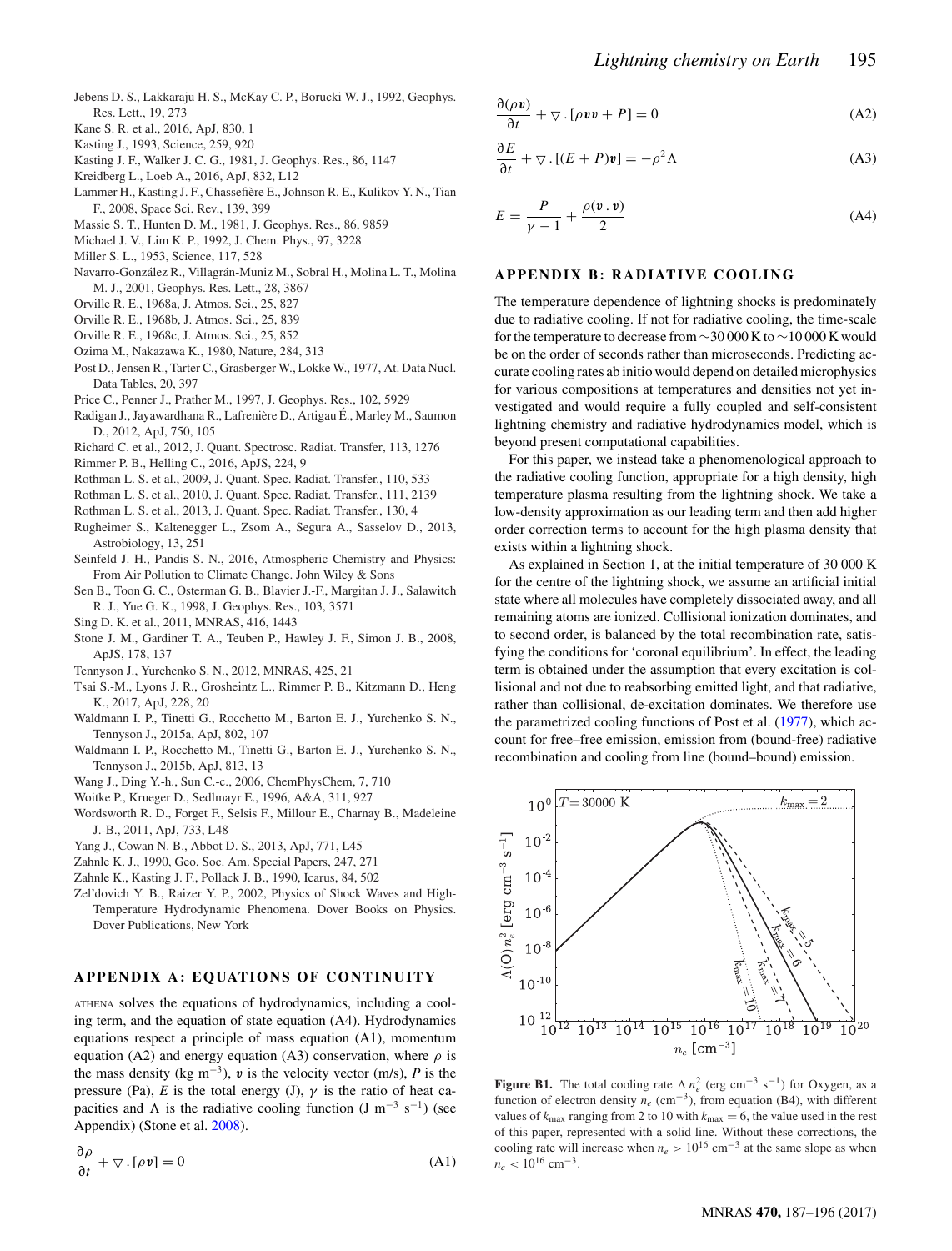Jebens D. S., Lakkaraju H. S., McKay C. P., Borucki W. J., 1992, Geophys. Res. Lett., 19, 273

Kane S. R. et al., 2016, ApJ, 830, 1

Kasting J., 1993, Science, 259, 920

Kasting J. F., Walker J. C. G., 1981, J. Geophys. Res., 86, 1147

Kreidberg L., Loeb A., 2016, ApJ, 832, L12

Lammer H., Kasting J. F., Chassefière E., Johnson R. E., Kulikov Y. N., Tian F., 2008, Space Sci. Rev., 139, 399

Massie S. T., Hunten D. M., 1981, J. Geophys. Res., 86, 9859

Michael J. V., Lim K. P., 1992, J. Chem. Phys., 97, 3228

Miller S. L., 1953, Science, 117, 528

Navarro-González R., Villagrán-Muniz M., Sobral H., Molina L. T., Molina M. J., 2001, Geophys. Res. Lett., 28, 3867

Orville R. E., 1968a, J. Atmos. Sci., 25, 827

Orville R. E., 1968b, J. Atmos. Sci., 25, 839

Orville R. E., 1968c, J. Atmos. Sci., 25, 852

Ozima M., Nakazawa K., 1980, Nature, 284, 313

Post D., Jensen R., Tarter C., Grasberger W., Lokke W., 1977, At. Data Nucl. Data Tables, 20, 397

Price C., Penner J., Prather M., 1997, J. Geophys. Res., 102, 5929

Radigan J., Jayawardhana R., Lafrenière D., Artigau É., Marley M., Saumon D., 2012, ApJ, 750, 105

Richard C. et al., 2012, J. Quant. Spectrosc. Radiat. Transfer, 113, 1276

Rimmer P. B., Helling C., 2016, ApJS, 224, 9

Rothman L. S. et al., 2009, J. Quant. Spec. Radiat. Transfer., 110, 533

Rothman L. S. et al., 2010, J. Quant. Spec. Radiat. Transfer., 111, 2139

Rothman L. S. et al., 2013, J. Quant. Spec. Radiat. Transfer., 130, 4

Rugheimer S., Kaltenegger L., Zsom A., Segura A., Sasselov D., 2013, Astrobiology, 13, 251

Seinfeld J. H., Pandis S. N., 2016, Atmospheric Chemistry and Physics: From Air Pollution to Climate Change. John Wiley & Sons

Sen B., Toon G. C., Osterman G. B., Blavier J.-F., Margitan J. J., Salawitch R. J., Yue G. K., 1998, J. Geophys. Res., 103, 3571

Sing D. K. et al., 2011, MNRAS, 416, 1443

Stone J. M., Gardiner T. A., Teuben P., Hawley J. F., Simon J. B., 2008, ApJS, 178, 137

Tennyson J., Yurchenko S. N., 2012, MNRAS, 425, 21

Tsai S.-M., Lyons J. R., Grosheintz L., Rimmer P. B., Kitzmann D., Heng K., 2017, ApJ, 228, 20

Waldmann I. P., Tinetti G., Rocchetto M., Barton E. J., Yurchenko S. N., Tennyson J., 2015a, ApJ, 802, 107

Waldmann I. P., Rocchetto M., Tinetti G., Barton E. J., Yurchenko S. N., Tennyson J., 2015b, ApJ, 813, 13

Wang J., Ding Y.-h., Sun C.-c., 2006, ChemPhysChem, 7, 710

Woitke P., Krueger D., Sedlmayr E., 1996, A&A, 311, 927

Wordsworth R. D., Forget F., Selsis F., Millour E., Charnay B., Madeleine J.-B., 2011, ApJ, 733, L48

Yang J., Cowan N. B., Abbot D. S., 2013, ApJ, 771, L45

Zahnle K. J., 1990, Geo. Soc. Am. Special Papers, 247, 271

Zahnle K., Kasting J. F., Pollack J. B., 1990, Icarus, 84, 502

Zel'dovich Y. B., Raizer Y. P., 2002, Physics of Shock Waves and High-Temperature Hydrodynamic Phenomena. Dover Books on Physics. Dover Publications, New York

## APPENDIX A: EQUATIONS OF CONTINUITY

ATHENA solves the equations of hydrodynamics, including a cooling term, and the equation of state equation (A4). Hydrodynamics equations respect a principle of mass equation (A1), momentum equation (A2) and energy equation (A3) conservation, where $\rho$ is the mass density (kg m$^{-3}$), $\boldsymbol{v}$ is the velocity vector (m/s), $P$ is the pressure (Pa), $E$ is the total energy (J), $\gamma$ is the ratio of heat capacities and $\Lambda$ is the radiative cooling function (J m$^{-3}$ s$^{-1}$) (see Appendix) (Stone et al. 2008).

$$\frac{\partial \rho}{\partial t} + \nabla . [\rho \boldsymbol{v}] = 0 \tag{A1}$$

$$\frac{\partial (\rho \boldsymbol{v})}{\partial t} + \nabla . [\rho \boldsymbol{v}\boldsymbol{v} + P] = 0 \tag{A2}$$

$$\frac{\partial E}{\partial t} + \nabla . [(E + P)\boldsymbol{v}] = -\rho^2 \Lambda \tag{A3}$$

$$E = \frac{P}{\gamma - 1} + \frac{\rho(\boldsymbol{v} . \boldsymbol{v})}{2} \tag{A4}$$

## APPENDIX B: RADIATIVE COOLING

The temperature dependence of lightning shocks is predominately due to radiative cooling. If not for radiative cooling, the time-scale for the temperature to decrease from ∼30 000 K to ∼10 000 K would be on the order of seconds rather than microseconds. Predicting accurate cooling rates ab initio would depend on detailed microphysics for various compositions at temperatures and densities not yet investigated and would require a fully coupled and self-consistent lightning chemistry and radiative hydrodynamics model, which is beyond present computational capabilities.

For this paper, we instead take a phenomenological approach to the radiative cooling function, appropriate for a high density, high temperature plasma resulting from the lightning shock. We take a low-density approximation as our leading term and then add higher order correction terms to account for the high plasma density that exists within a lightning shock.

As explained in Section 1, at the initial temperature of 30 000 K for the centre of the lightning shock, we assume an artificial initial state where all molecules have completely dissociated away, and all remaining atoms are ionized. Collisional ionization dominates, and to second order, is balanced by the total recombination rate, satisfying the conditions for 'coronal equilibrium'. In effect, the leading term is obtained under the assumption that every excitation is collisional and not due to reabsorbing emitted light, and that radiative, rather than collisional, de-excitation dominates. We therefore use the parametrized cooling functions of Post et al. (1977), which account for free–free emission, emission from (bound-free) radiative recombination and cooling from line (bound–bound) emission.

**Figure B1.** The total cooling rate $\Lambda n_e^2$ (erg cm$^{-3}$ s$^{-1}$) for Oxygen, as a function of electron density $n_e$ (cm$^{-3}$), from equation (B4), with different values of $k_{\max}$ ranging from 2 to 10 with $k_{\max} = 6$, the value used in the rest of this paper, represented with a solid line. Without these corrections, the cooling rate will increase when $n_e > 10^{16}$ cm$^{-3}$ at the same slope as when $n_e < 10^{16}$ cm$^{-3}$.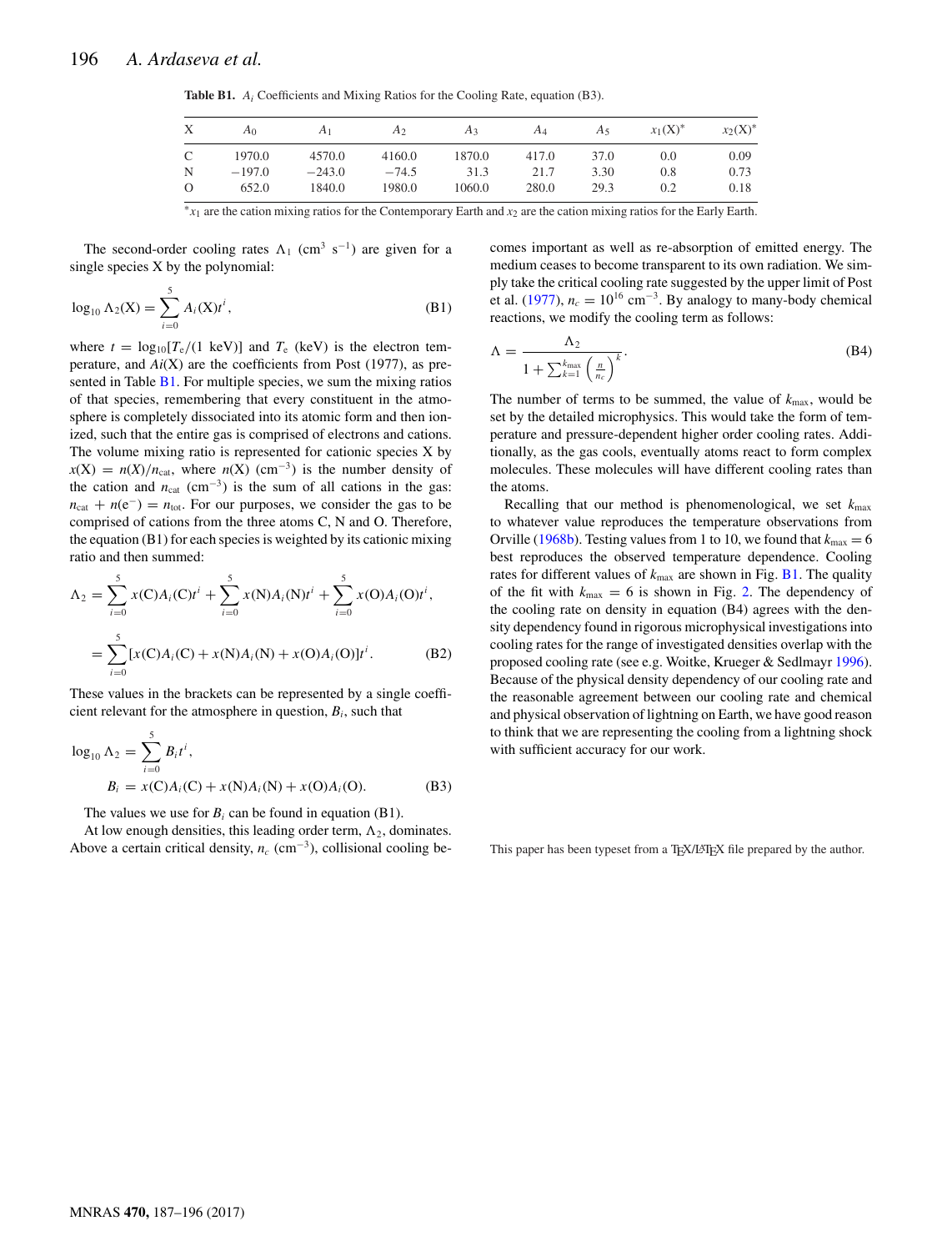**Table B1.** $A_i$ Coefficients and Mixing Ratios for the Cooling Rate, equation (B3).

| X | $A_0$ | $A_1$ | $A_2$ | $A_3$ | $A_4$ | $A_5$ | $x_1(\mathrm{X})^*$ | $x_2(\mathrm{X})^*$ |
|---|---|---|---|---|---|---|---|---|
| C | 1970.0 | 4570.0 | 4160.0 | 1870.0 | 417.0 | 37.0 | 0.0 | 0.09 |
| N | −197.0 | −243.0 | −74.5 | 31.3 | 21.7 | 3.30 | 0.8 | 0.73 |
| O | 652.0 | 1840.0 | 1980.0 | 1060.0 | 280.0 | 29.3 | 0.2 | 0.18 |

*$x_1$ are the cation mixing ratios for the Contemporary Earth and $x_2$ are the cation mixing ratios for the Early Earth.

The second-order cooling rates $\Lambda_1$ ($\mathrm{cm^3\ s^{-1}}$) are given for a single species X by the polynomial:

$$\log_{10}\Lambda_2(\mathrm{X}) = \sum_{i=0}^{5} A_i(\mathrm{X})t^i, \tag{B1}$$

where $t = \log_{10}[T_e/(1\ \mathrm{keV})]$ and $T_e$ (keV) is the electron temperature, and $Ai(\mathrm{X})$ are the coefficients from Post (1977), as presented in Table B1. For multiple species, we sum the mixing ratios of that species, remembering that every constituent in the atmosphere is completely dissociated into its atomic form and then ionized, such that the entire gas is comprised of electrons and cations. The volume mixing ratio is represented for cationic species X by $x(\mathrm{X}) = n(X)/n_{\mathrm{cat}}$, where $n(\mathrm{X})$ ($\mathrm{cm^{-3}}$) is the number density of the cation and $n_{\mathrm{cat}}$ ($\mathrm{cm^{-3}}$) is the sum of all cations in the gas: $n_{\mathrm{cat}} + n(\mathrm{e^-}) = n_{\mathrm{tot}}$. For our purposes, we consider the gas to be comprised of cations from the three atoms C, N and O. Therefore, the equation (B1) for each species is weighted by its cationic mixing ratio and then summed:

$$\begin{aligned}\Lambda_2 &= \sum_{i=0}^{5} x(\mathrm{C})A_i(\mathrm{C})t^i + \sum_{i=0}^{5} x(\mathrm{N})A_i(\mathrm{N})t^i + \sum_{i=0}^{5} x(\mathrm{O})A_i(\mathrm{O})t^i,\\ &= \sum_{i=0}^{5}[x(\mathrm{C})A_i(\mathrm{C}) + x(\mathrm{N})A_i(\mathrm{N}) + x(\mathrm{O})A_i(\mathrm{O})]t^i.\end{aligned} \tag{B2}$$

These values in the brackets can be represented by a single coefficient relevant for the atmosphere in question, $B_i$, such that

$$\begin{aligned}\log_{10}\Lambda_2 &= \sum_{i=0}^{5} B_i t^i,\\ B_i &= x(\mathrm{C})A_i(\mathrm{C}) + x(\mathrm{N})A_i(\mathrm{N}) + x(\mathrm{O})A_i(\mathrm{O}).\end{aligned} \tag{B3}$$

The values we use for $B_i$ can be found in equation (B1).

At low enough densities, this leading order term, $\Lambda_2$, dominates. Above a certain critical density, $n_c$ ($\mathrm{cm^{-3}}$), collisional cooling becomes important as well as re-absorption of emitted energy. The medium ceases to become transparent to its own radiation. We simply take the critical cooling rate suggested by the upper limit of Post et al. (1977), $n_c = 10^{16}\ \mathrm{cm^{-3}}$. By analogy to many-body chemical reactions, we modify the cooling term as follows:

$$\Lambda = \frac{\Lambda_2}{1 + \sum_{k=1}^{k_{\max}}\left(\frac{n}{n_c}\right)^k}. \tag{B4}$$

The number of terms to be summed, the value of $k_{\max}$, would be set by the detailed microphysics. This would take the form of temperature and pressure-dependent higher order cooling rates. Additionally, as the gas cools, eventually atoms react to form complex molecules. These molecules will have different cooling rates than the atoms.

Recalling that our method is phenomenological, we set $k_{\max}$ to whatever value reproduces the temperature observations from Orville (1968b). Testing values from 1 to 10, we found that $k_{\max} = 6$ best reproduces the observed temperature dependence. Cooling rates for different values of $k_{\max}$ are shown in Fig. B1. The quality of the fit with $k_{\max} = 6$ is shown in Fig. 2. The dependency of the cooling rate on density in equation (B4) agrees with the density dependency found in rigorous microphysical investigations into cooling rates for the range of investigated densities overlap with the proposed cooling rate (see e.g. Woitke, Krueger & Sedlmayr 1996). Because of the physical density dependency of our cooling rate and the reasonable agreement between our cooling rate and chemical and physical observation of lightning on Earth, we have good reason to think that we are representing the cooling from a lightning shock with sufficient accuracy for our work.

This paper has been typeset from a TEX/LATEX file prepared by the author.